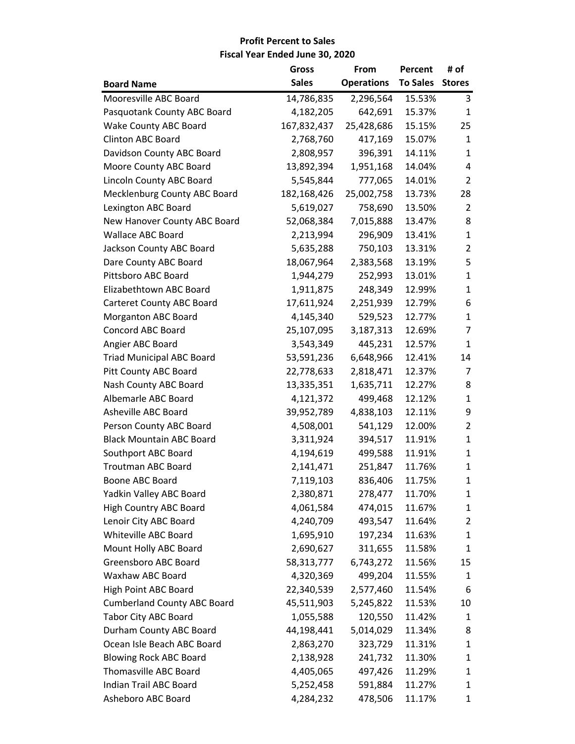**Profit Percent to Sales**
**Fiscal Year Ended June 30, 2020**

| Board Name | Gross Sales | From Operations | Percent To Sales | # of Stores |
|---|---|---|---|---|
| Mooresville ABC Board | 14,786,835 | 2,296,564 | 15.53% | 3 |
| Pasquotank County ABC Board | 4,182,205 | 642,691 | 15.37% | 1 |
| Wake County ABC Board | 167,832,437 | 25,428,686 | 15.15% | 25 |
| Clinton ABC Board | 2,768,760 | 417,169 | 15.07% | 1 |
| Davidson County ABC Board | 2,808,957 | 396,391 | 14.11% | 1 |
| Moore County ABC Board | 13,892,394 | 1,951,168 | 14.04% | 4 |
| Lincoln County ABC Board | 5,545,844 | 777,065 | 14.01% | 2 |
| Mecklenburg County ABC Board | 182,168,426 | 25,002,758 | 13.73% | 28 |
| Lexington ABC Board | 5,619,027 | 758,690 | 13.50% | 2 |
| New Hanover County ABC Board | 52,068,384 | 7,015,888 | 13.47% | 8 |
| Wallace ABC Board | 2,213,994 | 296,909 | 13.41% | 1 |
| Jackson County ABC Board | 5,635,288 | 750,103 | 13.31% | 2 |
| Dare County ABC Board | 18,067,964 | 2,383,568 | 13.19% | 5 |
| Pittsboro ABC Board | 1,944,279 | 252,993 | 13.01% | 1 |
| Elizabethtown ABC Board | 1,911,875 | 248,349 | 12.99% | 1 |
| Carteret County ABC Board | 17,611,924 | 2,251,939 | 12.79% | 6 |
| Morganton ABC Board | 4,145,340 | 529,523 | 12.77% | 1 |
| Concord ABC Board | 25,107,095 | 3,187,313 | 12.69% | 7 |
| Angier ABC Board | 3,543,349 | 445,231 | 12.57% | 1 |
| Triad Municipal ABC Board | 53,591,236 | 6,648,966 | 12.41% | 14 |
| Pitt County ABC Board | 22,778,633 | 2,818,471 | 12.37% | 7 |
| Nash County ABC Board | 13,335,351 | 1,635,711 | 12.27% | 8 |
| Albemarle ABC Board | 4,121,372 | 499,468 | 12.12% | 1 |
| Asheville ABC Board | 39,952,789 | 4,838,103 | 12.11% | 9 |
| Person County ABC Board | 4,508,001 | 541,129 | 12.00% | 2 |
| Black Mountain ABC Board | 3,311,924 | 394,517 | 11.91% | 1 |
| Southport ABC Board | 4,194,619 | 499,588 | 11.91% | 1 |
| Troutman ABC Board | 2,141,471 | 251,847 | 11.76% | 1 |
| Boone ABC Board | 7,119,103 | 836,406 | 11.75% | 1 |
| Yadkin Valley ABC Board | 2,380,871 | 278,477 | 11.70% | 1 |
| High Country ABC Board | 4,061,584 | 474,015 | 11.67% | 1 |
| Lenoir City ABC Board | 4,240,709 | 493,547 | 11.64% | 2 |
| Whiteville ABC Board | 1,695,910 | 197,234 | 11.63% | 1 |
| Mount Holly ABC Board | 2,690,627 | 311,655 | 11.58% | 1 |
| Greensboro ABC Board | 58,313,777 | 6,743,272 | 11.56% | 15 |
| Waxhaw ABC Board | 4,320,369 | 499,204 | 11.55% | 1 |
| High Point ABC Board | 22,340,539 | 2,577,460 | 11.54% | 6 |
| Cumberland County ABC Board | 45,511,903 | 5,245,822 | 11.53% | 10 |
| Tabor City ABC Board | 1,055,588 | 120,550 | 11.42% | 1 |
| Durham County ABC Board | 44,198,441 | 5,014,029 | 11.34% | 8 |
| Ocean Isle Beach ABC Board | 2,863,270 | 323,729 | 11.31% | 1 |
| Blowing Rock ABC Board | 2,138,928 | 241,732 | 11.30% | 1 |
| Thomasville ABC Board | 4,405,065 | 497,426 | 11.29% | 1 |
| Indian Trail ABC Board | 5,252,458 | 591,884 | 11.27% | 1 |
| Asheboro ABC Board | 4,284,232 | 478,506 | 11.17% | 1 |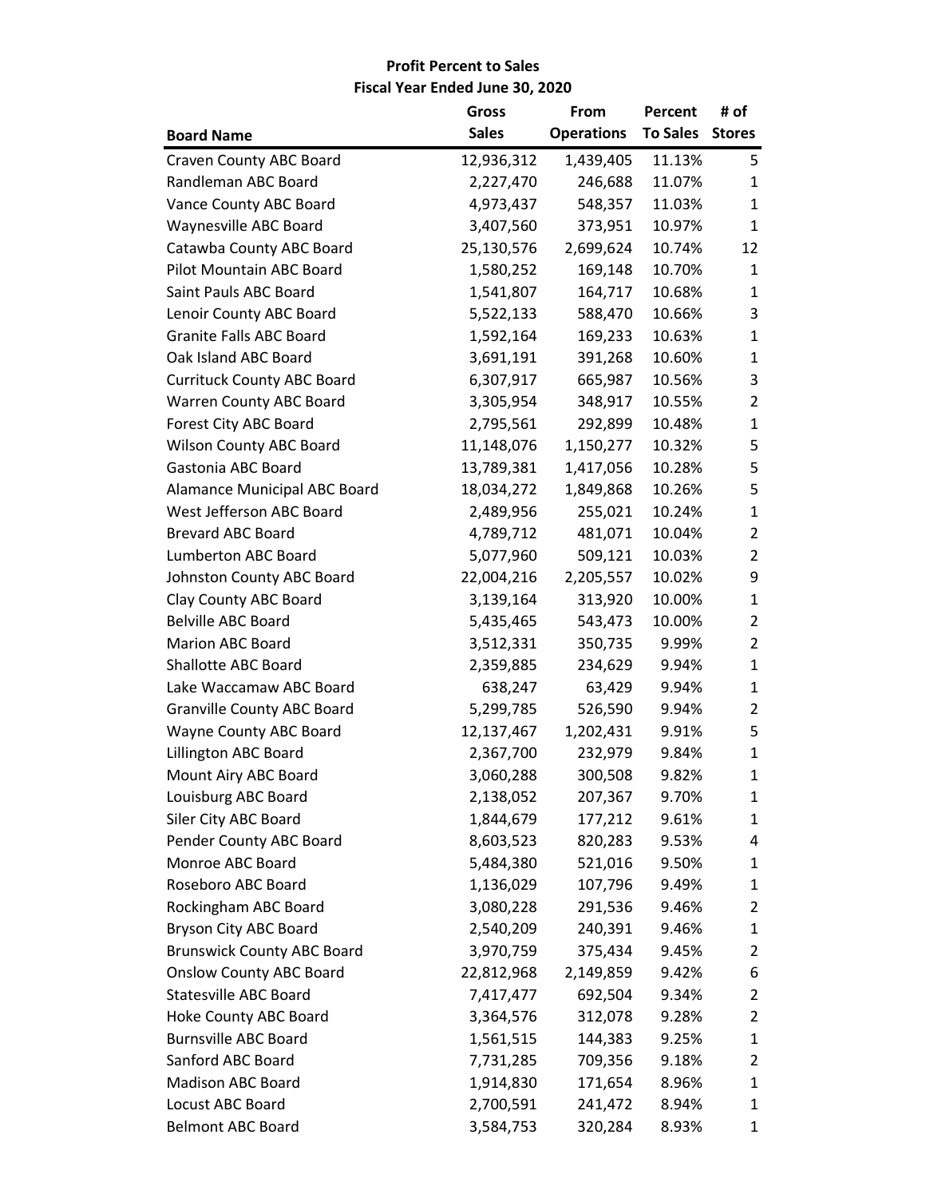**Profit Percent to Sales**
**Fiscal Year Ended June 30, 2020**

| Board Name | Gross Sales | From Operations | Percent To Sales | # of Stores |
|---|---|---|---|---|
| Craven County ABC Board | 12,936,312 | 1,439,405 | 11.13% | 5 |
| Randleman ABC Board | 2,227,470 | 246,688 | 11.07% | 1 |
| Vance County ABC Board | 4,973,437 | 548,357 | 11.03% | 1 |
| Waynesville ABC Board | 3,407,560 | 373,951 | 10.97% | 1 |
| Catawba County ABC Board | 25,130,576 | 2,699,624 | 10.74% | 12 |
| Pilot Mountain ABC Board | 1,580,252 | 169,148 | 10.70% | 1 |
| Saint Pauls ABC Board | 1,541,807 | 164,717 | 10.68% | 1 |
| Lenoir County ABC Board | 5,522,133 | 588,470 | 10.66% | 3 |
| Granite Falls ABC Board | 1,592,164 | 169,233 | 10.63% | 1 |
| Oak Island ABC Board | 3,691,191 | 391,268 | 10.60% | 1 |
| Currituck County ABC Board | 6,307,917 | 665,987 | 10.56% | 3 |
| Warren County ABC Board | 3,305,954 | 348,917 | 10.55% | 2 |
| Forest City ABC Board | 2,795,561 | 292,899 | 10.48% | 1 |
| Wilson County ABC Board | 11,148,076 | 1,150,277 | 10.32% | 5 |
| Gastonia ABC Board | 13,789,381 | 1,417,056 | 10.28% | 5 |
| Alamance Municipal ABC Board | 18,034,272 | 1,849,868 | 10.26% | 5 |
| West Jefferson ABC Board | 2,489,956 | 255,021 | 10.24% | 1 |
| Brevard ABC Board | 4,789,712 | 481,071 | 10.04% | 2 |
| Lumberton ABC Board | 5,077,960 | 509,121 | 10.03% | 2 |
| Johnston County ABC Board | 22,004,216 | 2,205,557 | 10.02% | 9 |
| Clay County ABC Board | 3,139,164 | 313,920 | 10.00% | 1 |
| Belville ABC Board | 5,435,465 | 543,473 | 10.00% | 2 |
| Marion ABC Board | 3,512,331 | 350,735 | 9.99% | 2 |
| Shallotte ABC Board | 2,359,885 | 234,629 | 9.94% | 1 |
| Lake Waccamaw ABC Board | 638,247 | 63,429 | 9.94% | 1 |
| Granville County ABC Board | 5,299,785 | 526,590 | 9.94% | 2 |
| Wayne County ABC Board | 12,137,467 | 1,202,431 | 9.91% | 5 |
| Lillington ABC Board | 2,367,700 | 232,979 | 9.84% | 1 |
| Mount Airy ABC Board | 3,060,288 | 300,508 | 9.82% | 1 |
| Louisburg ABC Board | 2,138,052 | 207,367 | 9.70% | 1 |
| Siler City ABC Board | 1,844,679 | 177,212 | 9.61% | 1 |
| Pender County ABC Board | 8,603,523 | 820,283 | 9.53% | 4 |
| Monroe ABC Board | 5,484,380 | 521,016 | 9.50% | 1 |
| Roseboro ABC Board | 1,136,029 | 107,796 | 9.49% | 1 |
| Rockingham ABC Board | 3,080,228 | 291,536 | 9.46% | 2 |
| Bryson City ABC Board | 2,540,209 | 240,391 | 9.46% | 1 |
| Brunswick County ABC Board | 3,970,759 | 375,434 | 9.45% | 2 |
| Onslow County ABC Board | 22,812,968 | 2,149,859 | 9.42% | 6 |
| Statesville ABC Board | 7,417,477 | 692,504 | 9.34% | 2 |
| Hoke County ABC Board | 3,364,576 | 312,078 | 9.28% | 2 |
| Burnsville ABC Board | 1,561,515 | 144,383 | 9.25% | 1 |
| Sanford ABC Board | 7,731,285 | 709,356 | 9.18% | 2 |
| Madison ABC Board | 1,914,830 | 171,654 | 8.96% | 1 |
| Locust ABC Board | 2,700,591 | 241,472 | 8.94% | 1 |
| Belmont ABC Board | 3,584,753 | 320,284 | 8.93% | 1 |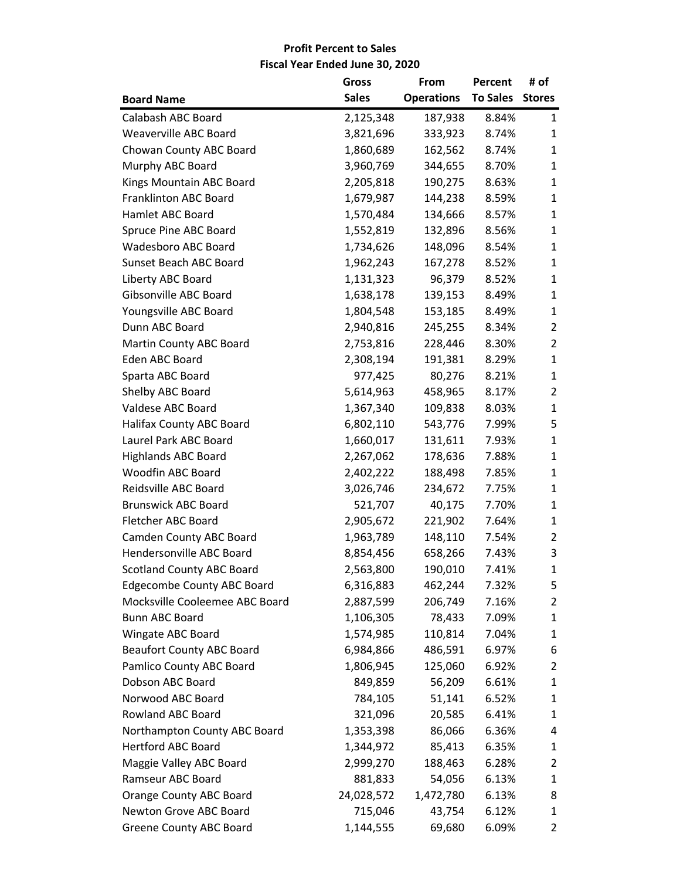**Profit Percent to Sales**
**Fiscal Year Ended June 30, 2020**

| Board Name | Gross Sales | From Operations | Percent To Sales | # of Stores |
|---|---|---|---|---|
| Calabash ABC Board | 2,125,348 | 187,938 | 8.84% | 1 |
| Weaverville ABC Board | 3,821,696 | 333,923 | 8.74% | 1 |
| Chowan County ABC Board | 1,860,689 | 162,562 | 8.74% | 1 |
| Murphy ABC Board | 3,960,769 | 344,655 | 8.70% | 1 |
| Kings Mountain ABC Board | 2,205,818 | 190,275 | 8.63% | 1 |
| Franklinton ABC Board | 1,679,987 | 144,238 | 8.59% | 1 |
| Hamlet ABC Board | 1,570,484 | 134,666 | 8.57% | 1 |
| Spruce Pine ABC Board | 1,552,819 | 132,896 | 8.56% | 1 |
| Wadesboro ABC Board | 1,734,626 | 148,096 | 8.54% | 1 |
| Sunset Beach ABC Board | 1,962,243 | 167,278 | 8.52% | 1 |
| Liberty ABC Board | 1,131,323 | 96,379 | 8.52% | 1 |
| Gibsonville ABC Board | 1,638,178 | 139,153 | 8.49% | 1 |
| Youngsville ABC Board | 1,804,548 | 153,185 | 8.49% | 1 |
| Dunn ABC Board | 2,940,816 | 245,255 | 8.34% | 2 |
| Martin County ABC Board | 2,753,816 | 228,446 | 8.30% | 2 |
| Eden ABC Board | 2,308,194 | 191,381 | 8.29% | 1 |
| Sparta ABC Board | 977,425 | 80,276 | 8.21% | 1 |
| Shelby ABC Board | 5,614,963 | 458,965 | 8.17% | 2 |
| Valdese ABC Board | 1,367,340 | 109,838 | 8.03% | 1 |
| Halifax County ABC Board | 6,802,110 | 543,776 | 7.99% | 5 |
| Laurel Park ABC Board | 1,660,017 | 131,611 | 7.93% | 1 |
| Highlands ABC Board | 2,267,062 | 178,636 | 7.88% | 1 |
| Woodfin ABC Board | 2,402,222 | 188,498 | 7.85% | 1 |
| Reidsville ABC Board | 3,026,746 | 234,672 | 7.75% | 1 |
| Brunswick ABC Board | 521,707 | 40,175 | 7.70% | 1 |
| Fletcher ABC Board | 2,905,672 | 221,902 | 7.64% | 1 |
| Camden County ABC Board | 1,963,789 | 148,110 | 7.54% | 2 |
| Hendersonville ABC Board | 8,854,456 | 658,266 | 7.43% | 3 |
| Scotland County ABC Board | 2,563,800 | 190,010 | 7.41% | 1 |
| Edgecombe County ABC Board | 6,316,883 | 462,244 | 7.32% | 5 |
| Mocksville Cooleemee ABC Board | 2,887,599 | 206,749 | 7.16% | 2 |
| Bunn ABC Board | 1,106,305 | 78,433 | 7.09% | 1 |
| Wingate ABC Board | 1,574,985 | 110,814 | 7.04% | 1 |
| Beaufort County ABC Board | 6,984,866 | 486,591 | 6.97% | 6 |
| Pamlico County ABC Board | 1,806,945 | 125,060 | 6.92% | 2 |
| Dobson ABC Board | 849,859 | 56,209 | 6.61% | 1 |
| Norwood ABC Board | 784,105 | 51,141 | 6.52% | 1 |
| Rowland ABC Board | 321,096 | 20,585 | 6.41% | 1 |
| Northampton County ABC Board | 1,353,398 | 86,066 | 6.36% | 4 |
| Hertford ABC Board | 1,344,972 | 85,413 | 6.35% | 1 |
| Maggie Valley ABC Board | 2,999,270 | 188,463 | 6.28% | 2 |
| Ramseur ABC Board | 881,833 | 54,056 | 6.13% | 1 |
| Orange County ABC Board | 24,028,572 | 1,472,780 | 6.13% | 8 |
| Newton Grove ABC Board | 715,046 | 43,754 | 6.12% | 1 |
| Greene County ABC Board | 1,144,555 | 69,680 | 6.09% | 2 |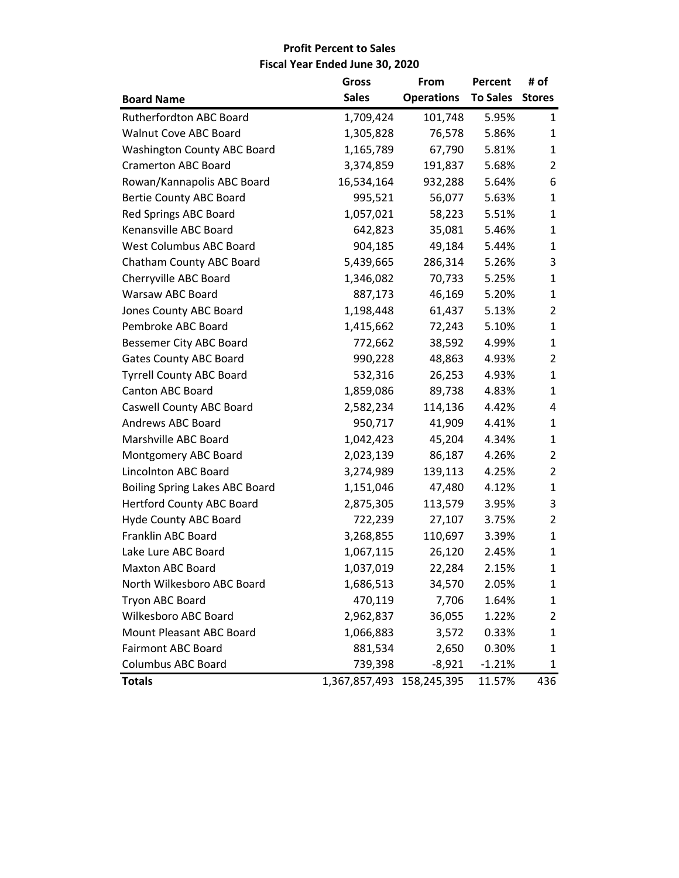**Profit Percent to Sales**
**Fiscal Year Ended June 30, 2020**

| Board Name | Gross Sales | From Operations | Percent To Sales | # of Stores |
|---|---|---|---|---|
| Rutherfordton ABC Board | 1,709,424 | 101,748 | 5.95% | 1 |
| Walnut Cove ABC Board | 1,305,828 | 76,578 | 5.86% | 1 |
| Washington County ABC Board | 1,165,789 | 67,790 | 5.81% | 1 |
| Cramerton ABC Board | 3,374,859 | 191,837 | 5.68% | 2 |
| Rowan/Kannapolis ABC Board | 16,534,164 | 932,288 | 5.64% | 6 |
| Bertie County ABC Board | 995,521 | 56,077 | 5.63% | 1 |
| Red Springs ABC Board | 1,057,021 | 58,223 | 5.51% | 1 |
| Kenansville ABC Board | 642,823 | 35,081 | 5.46% | 1 |
| West Columbus ABC Board | 904,185 | 49,184 | 5.44% | 1 |
| Chatham County ABC Board | 5,439,665 | 286,314 | 5.26% | 3 |
| Cherryville ABC Board | 1,346,082 | 70,733 | 5.25% | 1 |
| Warsaw ABC Board | 887,173 | 46,169 | 5.20% | 1 |
| Jones County ABC Board | 1,198,448 | 61,437 | 5.13% | 2 |
| Pembroke ABC Board | 1,415,662 | 72,243 | 5.10% | 1 |
| Bessemer City ABC Board | 772,662 | 38,592 | 4.99% | 1 |
| Gates County ABC Board | 990,228 | 48,863 | 4.93% | 2 |
| Tyrrell County ABC Board | 532,316 | 26,253 | 4.93% | 1 |
| Canton ABC Board | 1,859,086 | 89,738 | 4.83% | 1 |
| Caswell County ABC Board | 2,582,234 | 114,136 | 4.42% | 4 |
| Andrews ABC Board | 950,717 | 41,909 | 4.41% | 1 |
| Marshville ABC Board | 1,042,423 | 45,204 | 4.34% | 1 |
| Montgomery ABC Board | 2,023,139 | 86,187 | 4.26% | 2 |
| Lincolnton ABC Board | 3,274,989 | 139,113 | 4.25% | 2 |
| Boiling Spring Lakes ABC Board | 1,151,046 | 47,480 | 4.12% | 1 |
| Hertford County ABC Board | 2,875,305 | 113,579 | 3.95% | 3 |
| Hyde County ABC Board | 722,239 | 27,107 | 3.75% | 2 |
| Franklin ABC Board | 3,268,855 | 110,697 | 3.39% | 1 |
| Lake Lure ABC Board | 1,067,115 | 26,120 | 2.45% | 1 |
| Maxton ABC Board | 1,037,019 | 22,284 | 2.15% | 1 |
| North Wilkesboro ABC Board | 1,686,513 | 34,570 | 2.05% | 1 |
| Tryon ABC Board | 470,119 | 7,706 | 1.64% | 1 |
| Wilkesboro ABC Board | 2,962,837 | 36,055 | 1.22% | 2 |
| Mount Pleasant ABC Board | 1,066,883 | 3,572 | 0.33% | 1 |
| Fairmont ABC Board | 881,534 | 2,650 | 0.30% | 1 |
| Columbus ABC Board | 739,398 | -8,921 | -1.21% | 1 |
| **Totals** | 1,367,857,493 | 158,245,395 | 11.57% | 436 |